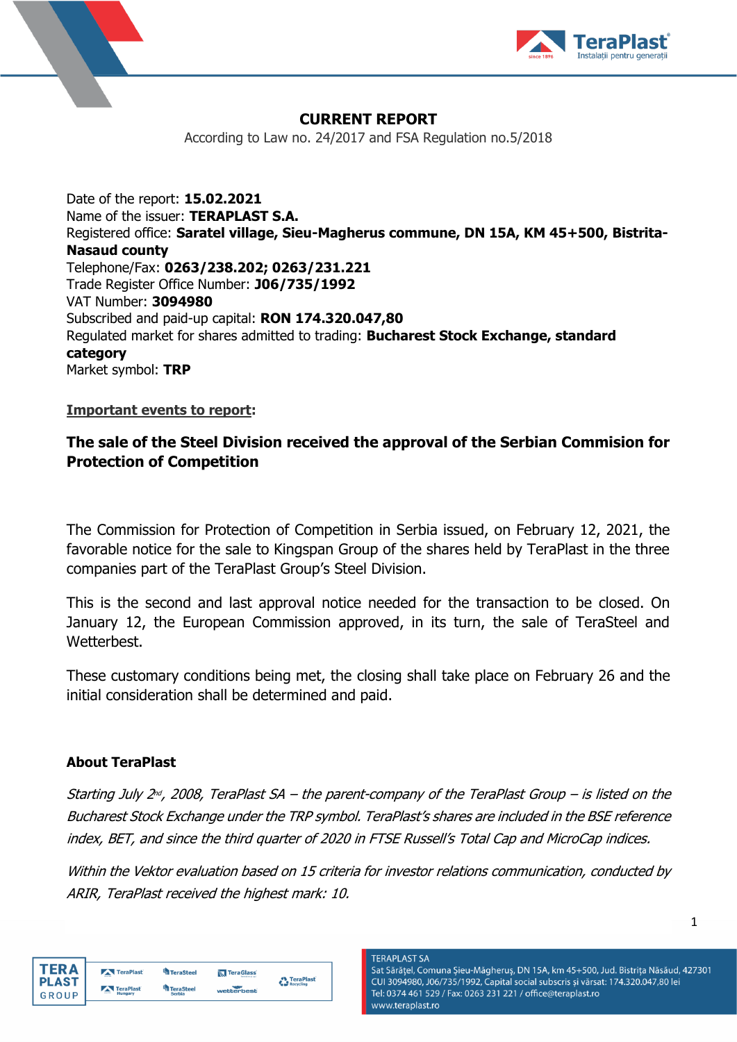# CURRENT REPORT

According to Law no. 24/2017 and FSA Regulation no.5/2018

Date of the report: **15.02.2021**
Name of the issuer: **TERAPLAST S.A.**
Registered office: **Saratel village, Sieu-Magherus commune, DN 15A, KM 45+500, Bistrita-Nasaud county**
Telephone/Fax: **0263/238.202; 0263/231.221**
Trade Register Office Number: **J06/735/1992**
VAT Number: **3094980**
Subscribed and paid-up capital: **RON 174.320.047,80**
Regulated market for shares admitted to trading: **Bucharest Stock Exchange, standard category**
Market symbol: **TRP**

**Important events to report**:

**The sale of the Steel Division received the approval of the Serbian Commision for Protection of Competition**

The Commission for Protection of Competition in Serbia issued, on February 12, 2021, the favorable notice for the sale to Kingspan Group of the shares held by TeraPlast in the three companies part of the TeraPlast Group's Steel Division.

This is the second and last approval notice needed for the transaction to be closed. On January 12, the European Commission approved, in its turn, the sale of TeraSteel and Wetterbest.

These customary conditions being met, the closing shall take place on February 26 and the initial consideration shall be determined and paid.

**About TeraPlast**

*Starting July 2nd, 2008, TeraPlast SA – the parent-company of the TeraPlast Group – is listed on the Bucharest Stock Exchange under the TRP symbol. TeraPlast's shares are included in the BSE reference index, BET, and since the third quarter of 2020 in FTSE Russell's Total Cap and MicroCap indices.*

*Within the Vektor evaluation based on 15 criteria for investor relations communication, conducted by ARIR, TeraPlast received the highest mark: 10.*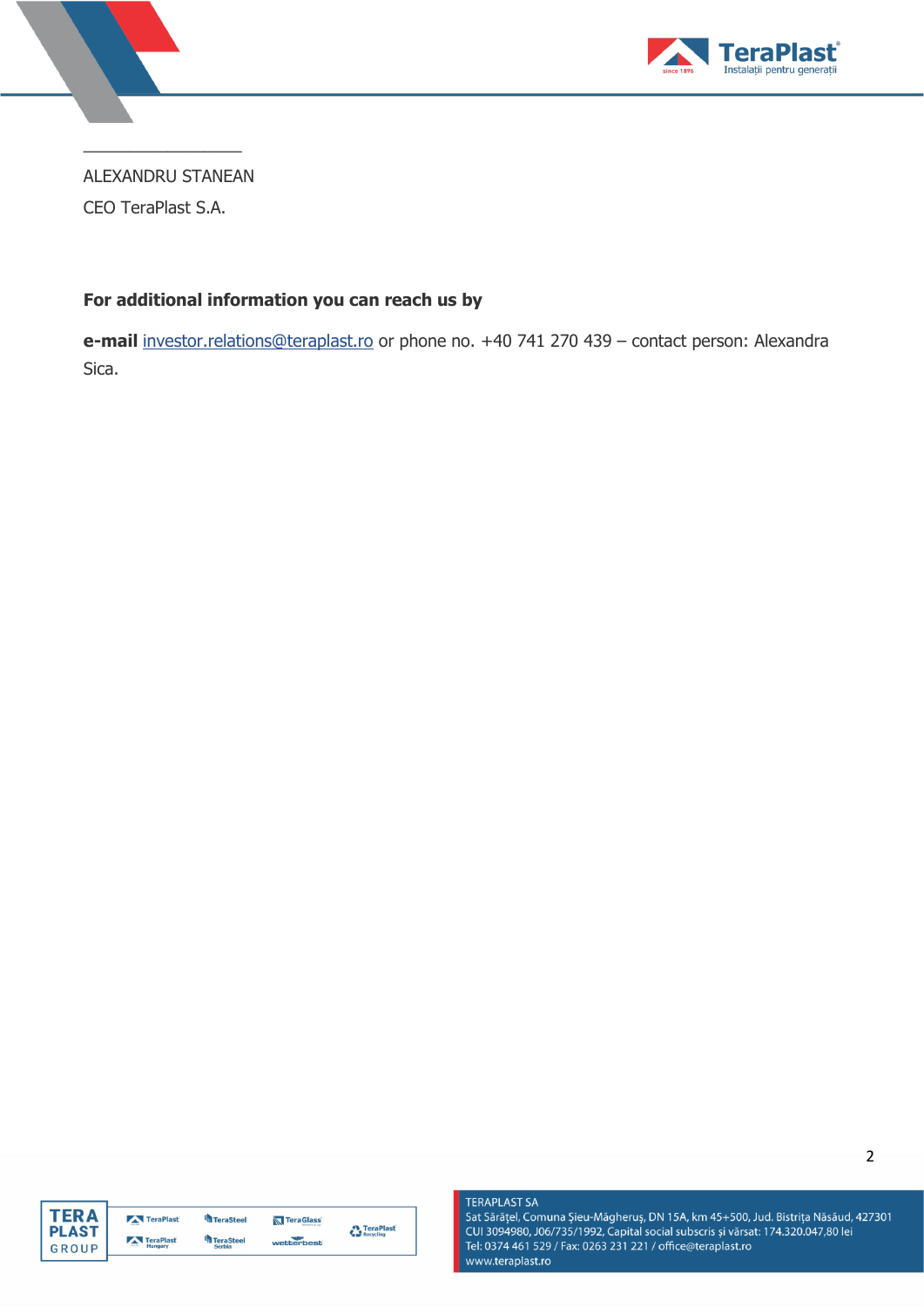\_\_\_\_\_\_\_\_\_\_\_\_\_\_\_\_\_\_

ALEXANDRU STANEAN

CEO TeraPlast S.A.

**For additional information you can reach us by**

**e-mail** investor.relations@teraplast.ro or phone no. +40 741 270 439 – contact person: Alexandra Sica.